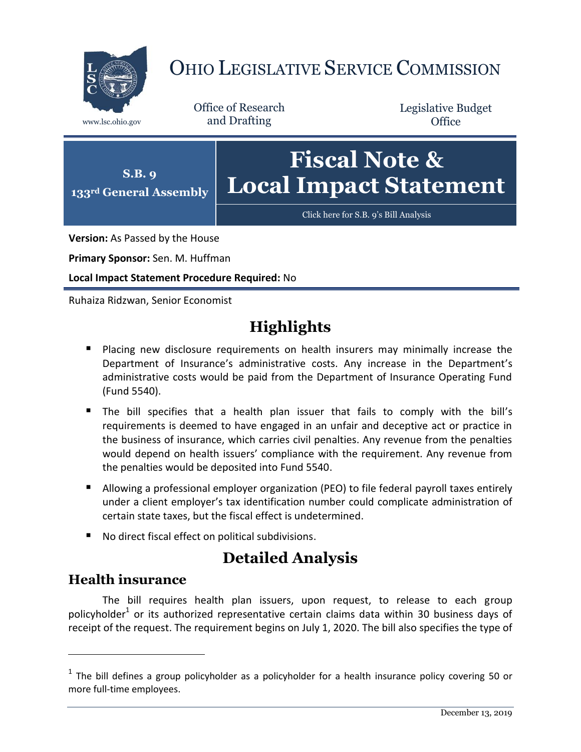# OHIO LEGISLATIVE SERVICE COMMISSION

www.lsc.ohio.gov

Office of Research and Drafting

Legislative Budget Office

**S.B. 9**
**133rd General Assembly**

# Fiscal Note & Local Impact Statement

Click here for S.B. 9's Bill Analysis

**Version:** As Passed by the House

**Primary Sponsor:** Sen. M. Huffman

**Local Impact Statement Procedure Required:** No

Ruhaiza Ridzwan, Senior Economist

## Highlights

- Placing new disclosure requirements on health insurers may minimally increase the Department of Insurance's administrative costs. Any increase in the Department's administrative costs would be paid from the Department of Insurance Operating Fund (Fund 5540).
- The bill specifies that a health plan issuer that fails to comply with the bill's requirements is deemed to have engaged in an unfair and deceptive act or practice in the business of insurance, which carries civil penalties. Any revenue from the penalties would depend on health issuers' compliance with the requirement. Any revenue from the penalties would be deposited into Fund 5540.
- Allowing a professional employer organization (PEO) to file federal payroll taxes entirely under a client employer's tax identification number could complicate administration of certain state taxes, but the fiscal effect is undetermined.
- No direct fiscal effect on political subdivisions.

## Detailed Analysis

### Health insurance

The bill requires health plan issuers, upon request, to release to each group policyholder[1] or its authorized representative certain claims data within 30 business days of receipt of the request. The requirement begins on July 1, 2020. The bill also specifies the type of

[1] The bill defines a group policyholder as a policyholder for a health insurance policy covering 50 or more full-time employees.

December 13, 2019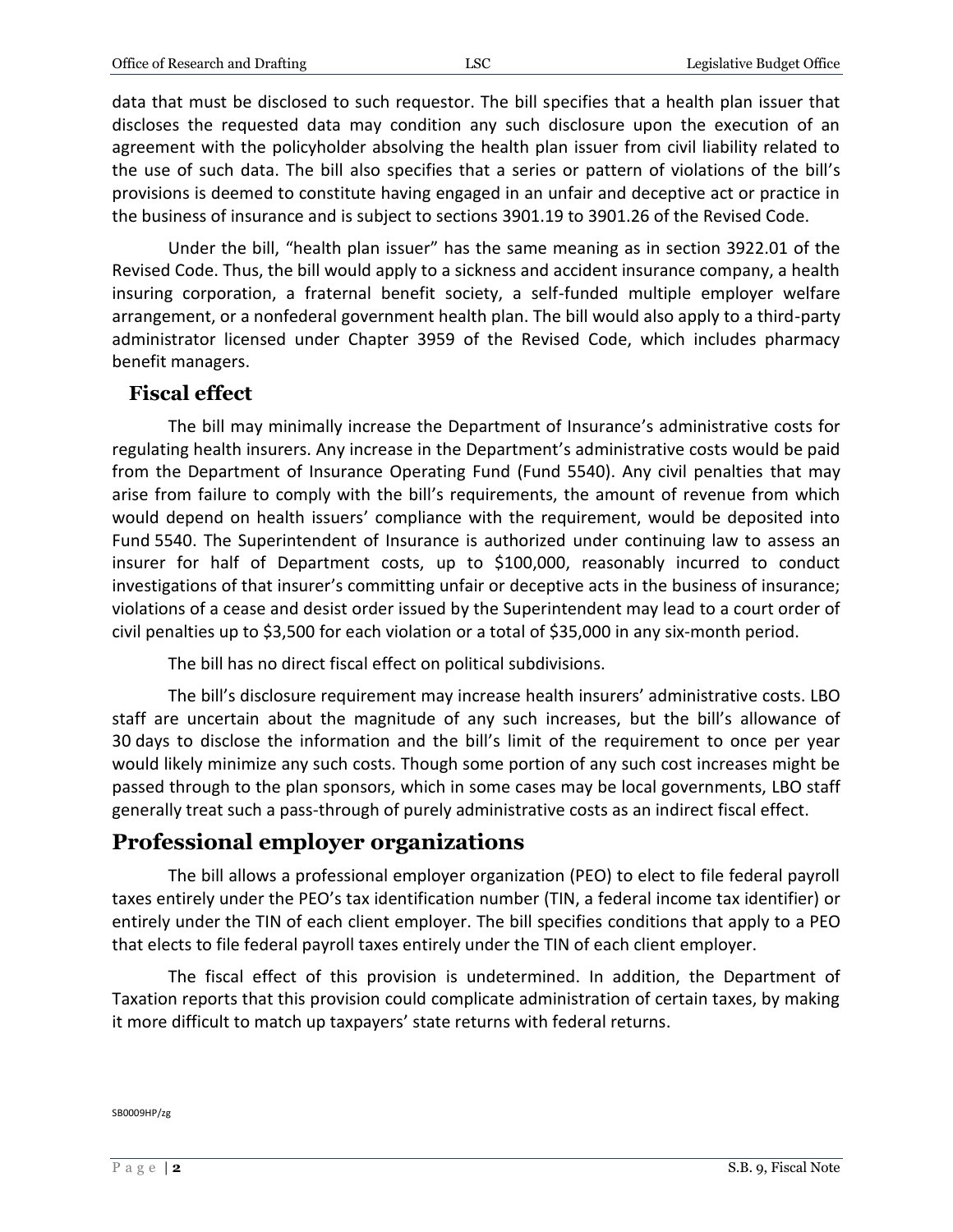data that must be disclosed to such requestor. The bill specifies that a health plan issuer that discloses the requested data may condition any such disclosure upon the execution of an agreement with the policyholder absolving the health plan issuer from civil liability related to the use of such data. The bill also specifies that a series or pattern of violations of the bill's provisions is deemed to constitute having engaged in an unfair and deceptive act or practice in the business of insurance and is subject to sections 3901.19 to 3901.26 of the Revised Code.

Under the bill, "health plan issuer" has the same meaning as in section 3922.01 of the Revised Code. Thus, the bill would apply to a sickness and accident insurance company, a health insuring corporation, a fraternal benefit society, a self-funded multiple employer welfare arrangement, or a nonfederal government health plan. The bill would also apply to a third-party administrator licensed under Chapter 3959 of the Revised Code, which includes pharmacy benefit managers.

### Fiscal effect

The bill may minimally increase the Department of Insurance's administrative costs for regulating health insurers. Any increase in the Department's administrative costs would be paid from the Department of Insurance Operating Fund (Fund 5540). Any civil penalties that may arise from failure to comply with the bill's requirements, the amount of revenue from which would depend on health issuers' compliance with the requirement, would be deposited into Fund 5540. The Superintendent of Insurance is authorized under continuing law to assess an insurer for half of Department costs, up to $100,000, reasonably incurred to conduct investigations of that insurer's committing unfair or deceptive acts in the business of insurance; violations of a cease and desist order issued by the Superintendent may lead to a court order of civil penalties up to $3,500 for each violation or a total of $35,000 in any six-month period.

The bill has no direct fiscal effect on political subdivisions.

The bill's disclosure requirement may increase health insurers' administrative costs. LBO staff are uncertain about the magnitude of any such increases, but the bill's allowance of 30 days to disclose the information and the bill's limit of the requirement to once per year would likely minimize any such costs. Though some portion of any such cost increases might be passed through to the plan sponsors, which in some cases may be local governments, LBO staff generally treat such a pass-through of purely administrative costs as an indirect fiscal effect.

## Professional employer organizations

The bill allows a professional employer organization (PEO) to elect to file federal payroll taxes entirely under the PEO's tax identification number (TIN, a federal income tax identifier) or entirely under the TIN of each client employer. The bill specifies conditions that apply to a PEO that elects to file federal payroll taxes entirely under the TIN of each client employer.

The fiscal effect of this provision is undetermined. In addition, the Department of Taxation reports that this provision could complicate administration of certain taxes, by making it more difficult to match up taxpayers' state returns with federal returns.

SB0009HP/zg